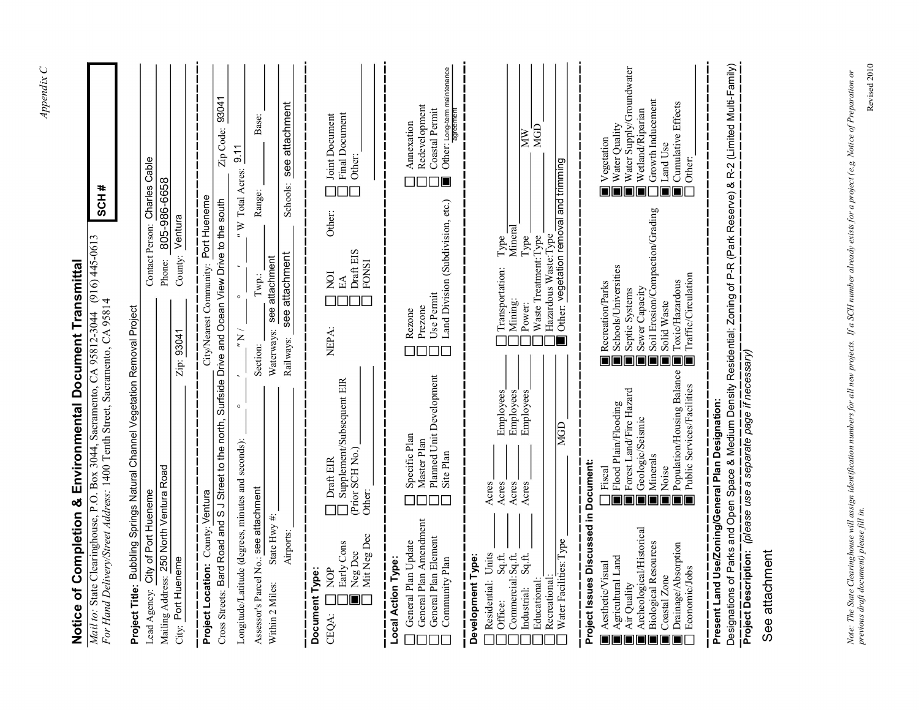# Notice of Completion & Environmental Document Transmittal

*Mail to:* State Clearinghouse, P.O. Box 3044, Sacramento, CA 95812-3044 (916) 445-0613
*For Hand Delivery/Street Address:* 1400 Tenth Street, Sacramento, CA 95814

**SCH #**

**Project Title:** Bubbling Springs Natural Channel Vegetation Removal Project

Lead Agency: City of Port Hueneme — Contact Person: Charles Cable
Mailing Address: 250 North Ventura Road — Phone: 805-986-6658
City: Port Hueneme — Zip: 93041 — County: Ventura

**Project Location:** County: Ventura — City/Nearest Community: Port Hueneme
Cross Streets: Bard Road and S J Street to the north, Surfside Drive and Ocean View Drive to the south — Zip Code: 93041
Longitude/Latitude (degrees, minutes and seconds): ___ ° ___ ′ ___ ″ N / ___ ° ___ ′ ___ ″ W Total Acres: 9.11
Assessor's Parcel No.: see attachment — Section: ___ Twp.: ___ Range: ___ Base: ___
Within 2 Miles: State Hwy #: ___ Waterways: see attachment
Airports: ___ Railways: see attachment — Schools: see attachment

## Document Type:

CEQA:
- ☐ NOP
- ☐ Early Cons
- ☒ Neg Dec
- ☐ Mit Neg Dec
- ☐ Draft EIR
- ☐ Supplement/Subsequent EIR (Prior SCH No.) ___
- Other: ___

NEPA:
- ☐ NOI
- ☐ EA
- ☐ Draft EIS
- ☐ FONSI

Other:
- ☐ Joint Document
- ☐ Final Document
- ☐ Other: ___

## Local Action Type:

- ☐ General Plan Update
- ☐ General Plan Amendment
- ☐ General Plan Element
- ☐ Community Plan
- ☐ Specific Plan
- ☐ Master Plan
- ☐ Planned Unit Development
- ☐ Site Plan
- ☐ Rezone
- ☐ Prezone
- ☐ Use Permit
- ☐ Land Division (Subdivision, etc.)
- ☐ Annexation
- ☐ Redevelopment
- ☐ Coastal Permit
- ☒ Other: Long-term maintenance agreement

## Development Type:

- ☐ Residential: Units ___ Acres ___
- ☐ Office: Sq.ft. ___ Acres ___ Employees ___
- ☐ Commercial: Sq.ft. ___ Acres ___ Employees ___
- ☐ Industrial: Sq.ft. ___ Acres ___ Employees ___
- ☐ Educational: ___
- ☐ Recreational: ___
- ☐ Water Facilities: Type ___ MGD ___
- ☐ Transportation: Type ___
- ☐ Mining: Mineral ___
- ☐ Power: Type ___ MW ___
- ☐ Waste Treatment: Type ___ MGD ___
- ☐ Hazardous Waste: Type ___
- ☒ Other: vegetation removal and trimming

## Project Issues Discussed in Document:

- ☒ Aesthetic/Visual
- ☒ Agricultural Land
- ☒ Air Quality
- ☒ Archeological/Historical
- ☒ Biological Resources
- ☒ Coastal Zone
- ☒ Drainage/Absorption
- ☐ Economic/Jobs
- ☐ Fiscal
- ☒ Flood Plain/Flooding
- ☒ Forest Land/Fire Hazard
- ☒ Geologic/Seismic
- ☒ Minerals
- ☒ Noise
- ☒ Population/Housing Balance
- ☒ Public Services/Facilities
- ☒ Recreation/Parks
- ☒ Schools/Universities
- ☒ Septic Systems
- ☒ Sewer Capacity
- ☒ Soil Erosion/Compaction/Grading
- ☒ Solid Waste
- ☒ Toxic/Hazardous
- ☒ Traffic/Circulation
- ☒ Vegetation
- ☒ Water Quality
- ☒ Water Supply/Groundwater
- ☒ Wetland/Riparian
- ☐ Growth Inducement
- ☒ Land Use
- ☒ Cumulative Effects
- ☐ Other: ___

**Present Land Use/Zoning/General Plan Designation:**

Designations of Parks and Open Space & Medium Density Residential; Zoning of P-R (Park Reserve) & R-2 (Limited Multi-Family)

**Project Description:** *(please use a separate page if necessary)*

See attachment

*Note: The State Clearinghouse will assign identification numbers for all new projects. If a SCH number already exists for a project (e.g. Notice of Preparation or previous draft document) please fill in.*

Revised 2010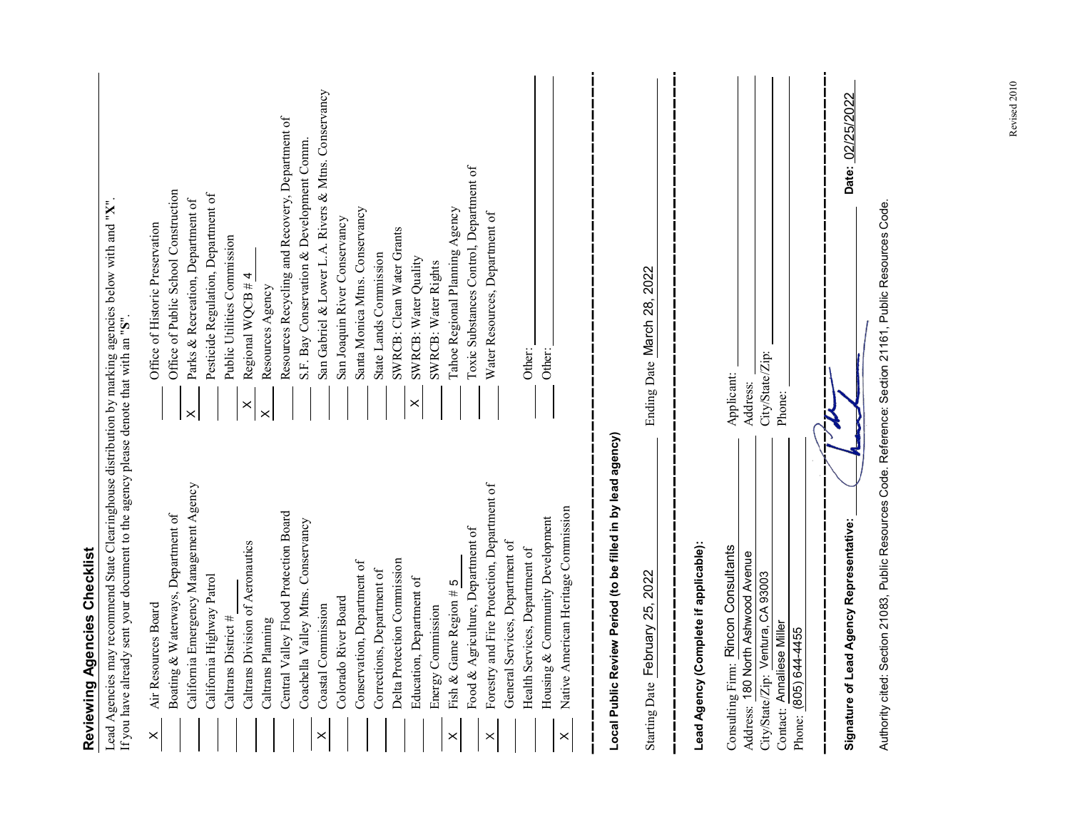## Reviewing Agencies Checklist

Lead Agencies may recommend State Clearinghouse distribution by marking agencies below with and "**X**".
If you have already sent your document to the agency please denote that with an "**S**".

| | | | |
|---|---|---|---|
| X | Air Resources Board | | Office of Historic Preservation |
| | Boating & Waterways, Department of | | Office of Public School Construction |
| | California Emergency Management Agency | X | Parks & Recreation, Department of |
| | California Highway Patrol | | Pesticide Regulation, Department of |
| | Caltrans District # ___ | | Public Utilities Commission |
| | Caltrans Division of Aeronautics | X | Regional WQCB # 4 |
| | Caltrans Planning | X | Resources Agency |
| | Central Valley Flood Protection Board | | Resources Recycling and Recovery, Department of |
| | Coachella Valley Mtns. Conservancy | | S.F. Bay Conservation & Development Comm. |
| X | Coastal Commission | | San Gabriel & Lower L.A. Rivers & Mtns. Conservancy |
| | Colorado River Board | | San Joaquin River Conservancy |
| | Conservation, Department of | | Santa Monica Mtns. Conservancy |
| | Corrections, Department of | | State Lands Commission |
| | Delta Protection Commission | | SWRCB: Clean Water Grants |
| | Education, Department of | X | SWRCB: Water Quality |
| | Energy Commission | | SWRCB: Water Rights |
| X | Fish & Game Region # 5 | | Tahoe Regional Planning Agency |
| | Food & Agriculture, Department of | | Toxic Substances Control, Department of |
| X | Forestry and Fire Protection, Department of | | Water Resources, Department of |
| | General Services, Department of | | |
| | Health Services, Department of | | Other: ___ |
| | Housing & Community Development | | Other: ___ |
| X | Native American Heritage Commission | | |

**Local Public Review Period (to be filled in by lead agency)**

Starting Date February 25, 2022 Ending Date March 28, 2022

**Lead Agency (Complete if applicable):**

Consulting Firm: Rincon Consultants
Address: 180 North Ashwood Avenue
City/State/Zip: Ventura, CA 93003
Contact: Annaliese Miller
Phone: (805) 644-4455

Applicant: ___
Address: ___
City/State/Zip: ___
Phone: ___

**Signature of Lead Agency Representative:** [signature] **Date:** 02/25/2022

Authority cited: Section 21083, Public Resources Code. Reference: Section 21161, Public Resources Code.

Revised 2010